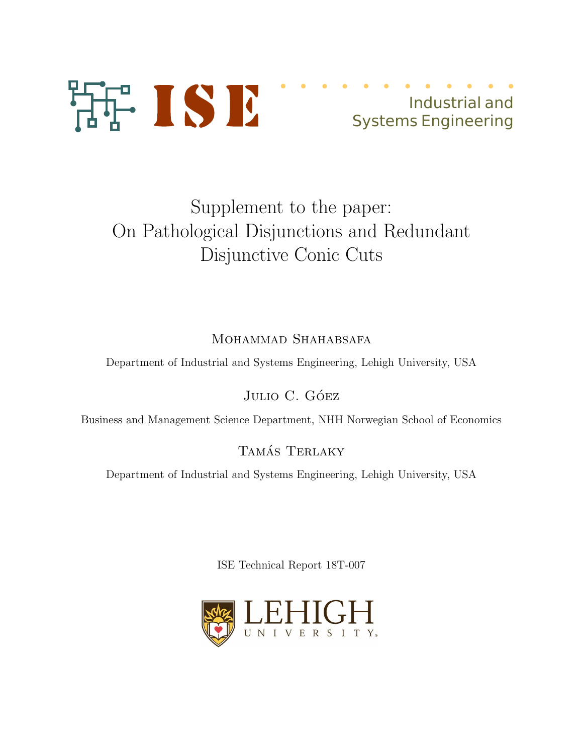ISE

Industrial and Systems Engineering

# Supplement to the paper: On Pathological Disjunctions and Redundant Disjunctive Conic Cuts

Mohammad Shahabsafa

Department of Industrial and Systems Engineering, Lehigh University, USA

Julio C. Góez

Business and Management Science Department, NHH Norwegian School of Economics

Tamás Terlaky

Department of Industrial and Systems Engineering, Lehigh University, USA

ISE Technical Report 18T-007

LEHIGH UNIVERSITY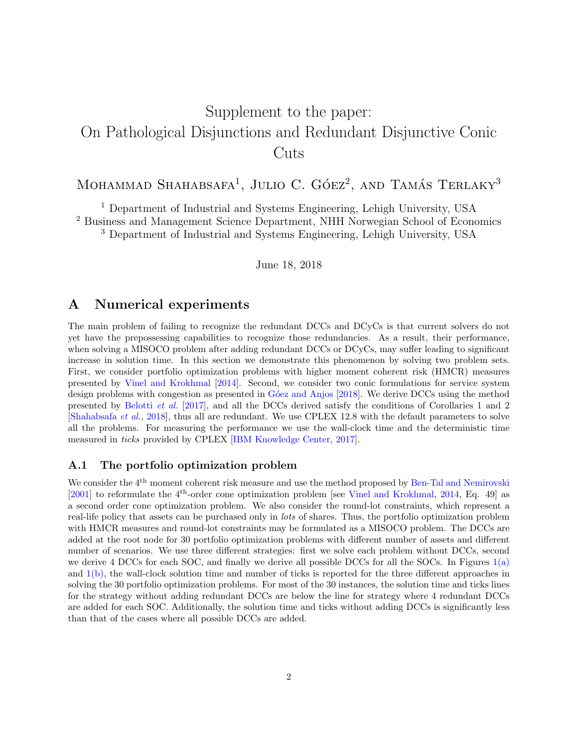# Supplement to the paper: On Pathological Disjunctions and Redundant Disjunctive Conic Cuts

Mohammad Shahabsafa[1], Julio C. Góez[2], and Tamás Terlaky[3]

[1] Department of Industrial and Systems Engineering, Lehigh University, USA
[2] Business and Management Science Department, NHH Norwegian School of Economics
[3] Department of Industrial and Systems Engineering, Lehigh University, USA

June 18, 2018

## A Numerical experiments

The main problem of failing to recognize the redundant DCCs and DCyCs is that current solvers do not yet have the prepossessing capabilities to recognize those redundancies. As a result, their performance, when solving a MISOCO problem after adding redundant DCCs or DCyCs, may suffer leading to significant increase in solution time. In this section we demonstrate this phenomenon by solving two problem sets. First, we consider portfolio optimization problems with higher moment coherent risk (HMCR) measures presented by Vinel and Krokhmal [2014]. Second, we consider two conic formulations for service system design problems with congestion as presented in Góez and Anjos [2018]. We derive DCCs using the method presented by Belotti *et al.* [2017], and all the DCCs derived satisfy the conditions of Corollaries 1 and 2 [Shahabsafa *et al.*, 2018], thus all are redundant. We use CPLEX 12.8 with the default parameters to solve all the problems. For measuring the performance we use the wall-clock time and the deterministic time measured in *ticks* provided by CPLEX [IBM Knowledge Center, 2017].

### A.1 The portfolio optimization problem

We consider the $4^{\text{th}}$ moment coherent risk measure and use the method proposed by Ben-Tal and Nemirovski [2001] to reformulate the $4^{\text{th}}$-order cone optimization problem [see Vinel and Krokhmal, 2014, Eq. 49] as a second order cone optimization problem. We also consider the round-lot constraints, which represent a real-life policy that assets can be purchased only in *lots* of shares. Thus, the portfolio optimization problem with HMCR measures and round-lot constraints may be formulated as a MISOCO problem. The DCCs are added at the root node for 30 portfolio optimization problems with different number of assets and different number of scenarios. We use three different strategies: first we solve each problem without DCCs, second we derive 4 DCCs for each SOC, and finally we derive all possible DCCs for all the SOCs. In Figures 1(a) and 1(b), the wall-clock solution time and number of ticks is reported for the three different approaches in solving the 30 portfolio optimization problems. For most of the 30 instances, the solution time and ticks lines for the strategy without adding redundant DCCs are below the line for strategy where 4 redundant DCCs are added for each SOC. Additionally, the solution time and ticks without adding DCCs is significantly less than that of the cases where all possible DCCs are added.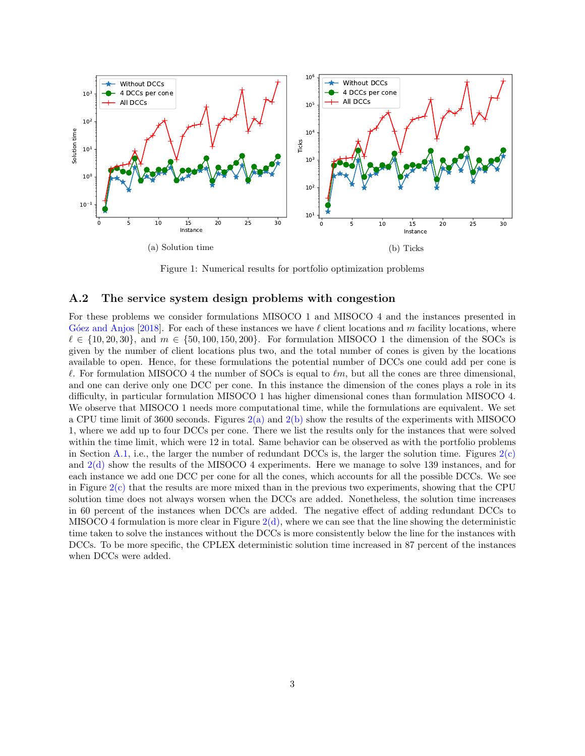(a) Solution time

(b) Ticks

Figure 1: Numerical results for portfolio optimization problems

### A.2 The service system design problems with congestion

For these problems we consider formulations MISOCO 1 and MISOCO 4 and the instances presented in Góez and Anjos [2018]. For each of these instances we have $\ell$ client locations and $m$ facility locations, where $\ell \in \{10, 20, 30\}$, and $m \in \{50, 100, 150, 200\}$. For formulation MISOCO 1 the dimension of the SOCs is given by the number of client locations plus two, and the total number of cones is given by the locations available to open. Hence, for these formulations the potential number of DCCs one could add per cone is $\ell$. For formulation MISOCO 4 the number of SOCs is equal to $\ell m$, but all the cones are three dimensional, and one can derive only one DCC per cone. In this instance the dimension of the cones plays a role in its difficulty, in particular formulation MISOCO 1 has higher dimensional cones than formulation MISOCO 4. We observe that MISOCO 1 needs more computational time, while the formulations are equivalent. We set a CPU time limit of 3600 seconds. Figures 2(a) and 2(b) show the results of the experiments with MISOCO 1, where we add up to four DCCs per cone. There we list the results only for the instances that were solved within the time limit, which were 12 in total. Same behavior can be observed as with the portfolio problems in Section A.1, i.e., the larger the number of redundant DCCs is, the larger the solution time. Figures 2(c) and 2(d) show the results of the MISOCO 4 experiments. Here we manage to solve 139 instances, and for each instance we add one DCC per cone for all the cones, which accounts for all the possible DCCs. We see in Figure 2(c) that the results are more mixed than in the previous two experiments, showing that the CPU solution time does not always worsen when the DCCs are added. Nonetheless, the solution time increases in 60 percent of the instances when DCCs are added. The negative effect of adding redundant DCCs to MISOCO 4 formulation is more clear in Figure 2(d), where we can see that the line showing the deterministic time taken to solve the instances without the DCCs is more consistently below the line for the instances with DCCs. To be more specific, the CPLEX deterministic solution time increased in 87 percent of the instances when DCCs were added.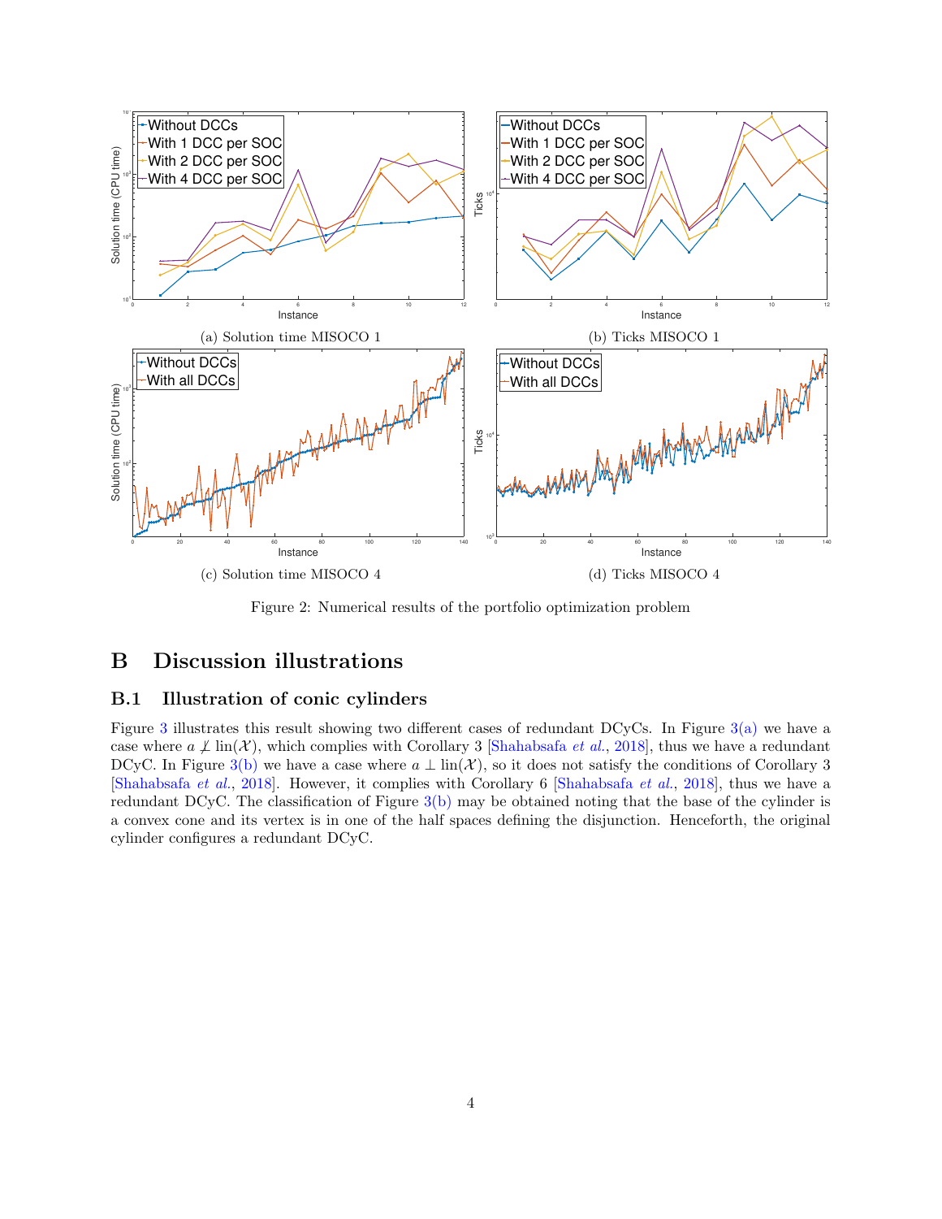(a) Solution time MISOCO 1

(b) Ticks MISOCO 1

(c) Solution time MISOCO 4

(d) Ticks MISOCO 4

Figure 2: Numerical results of the portfolio optimization problem

# B Discussion illustrations

## B.1 Illustration of conic cylinders

Figure 3 illustrates this result showing two different cases of redundant DCyCs. In Figure 3(a) we have a case where $a \not\perp \text{lin}(\mathcal{X})$, which complies with Corollary 3 [Shahabsafa *et al.*, 2018], thus we have a redundant DCyC. In Figure 3(b) we have a case where $a \perp \text{lin}(\mathcal{X})$, so it does not satisfy the conditions of Corollary 3 [Shahabsafa *et al.*, 2018]. However, it complies with Corollary 6 [Shahabsafa *et al.*, 2018], thus we have a redundant DCyC. The classification of Figure 3(b) may be obtained noting that the base of the cylinder is a convex cone and its vertex is in one of the half spaces defining the disjunction. Henceforth, the original cylinder configures a redundant DCyC.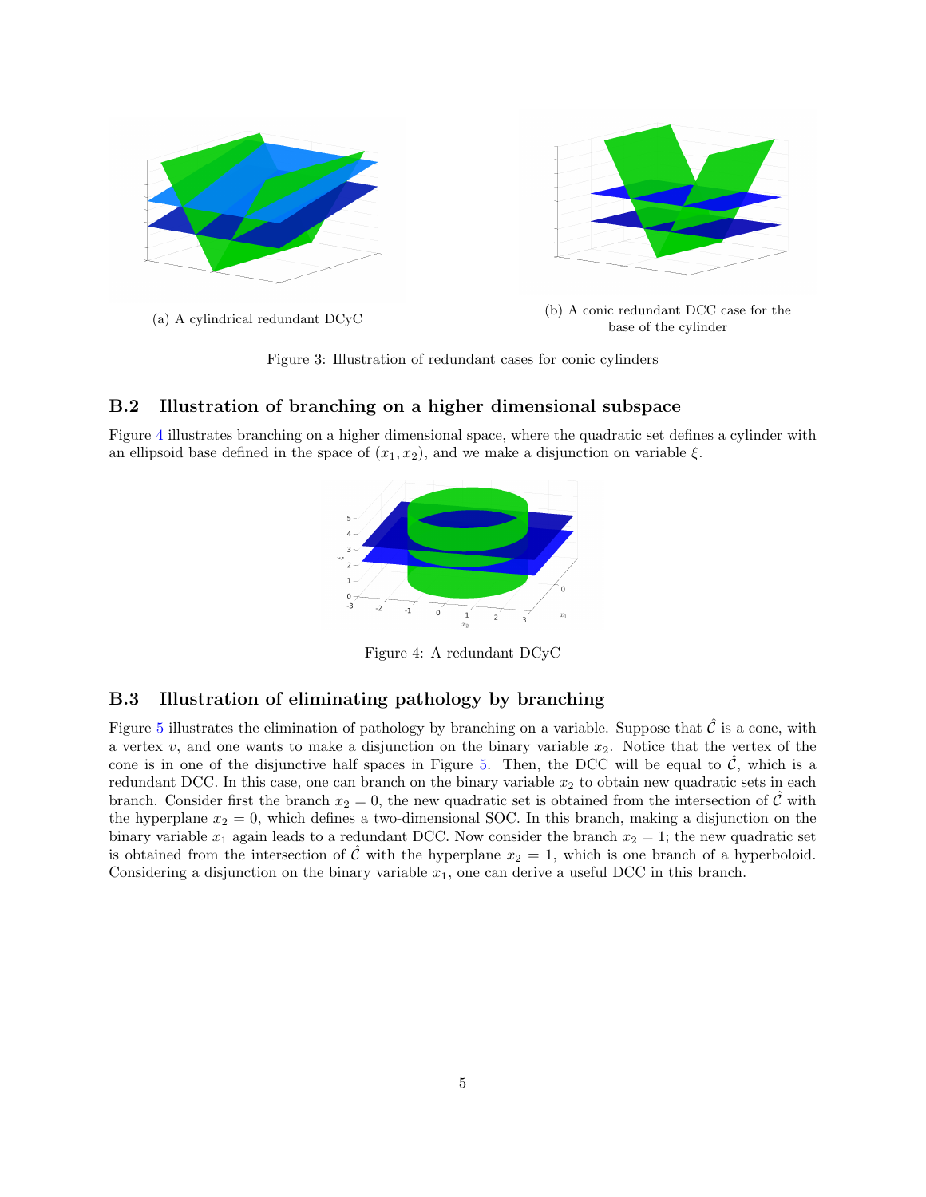(a) A cylindrical redundant DCyC

(b) A conic redundant DCC case for the base of the cylinder

Figure 3: Illustration of redundant cases for conic cylinders

### B.2 Illustration of branching on a higher dimensional subspace

Figure 4 illustrates branching on a higher dimensional space, where the quadratic set defines a cylinder with an ellipsoid base defined in the space of $(x_1, x_2)$, and we make a disjunction on variable $\xi$.

Figure 4: A redundant DCyC

### B.3 Illustration of eliminating pathology by branching

Figure 5 illustrates the elimination of pathology by branching on a variable. Suppose that $\hat{\mathcal{C}}$ is a cone, with a vertex $v$, and one wants to make a disjunction on the binary variable $x_2$. Notice that the vertex of the cone is in one of the disjunctive half spaces in Figure 5. Then, the DCC will be equal to $\hat{\mathcal{C}}$, which is a redundant DCC. In this case, one can branch on the binary variable $x_2$ to obtain new quadratic sets in each branch. Consider first the branch $x_2 = 0$, the new quadratic set is obtained from the intersection of $\hat{\mathcal{C}}$ with the hyperplane $x_2 = 0$, which defines a two-dimensional SOC. In this branch, making a disjunction on the binary variable $x_1$ again leads to a redundant DCC. Now consider the branch $x_2 = 1$; the new quadratic set is obtained from the intersection of $\hat{\mathcal{C}}$ with the hyperplane $x_2 = 1$, which is one branch of a hyperboloid. Considering a disjunction on the binary variable $x_1$, one can derive a useful DCC in this branch.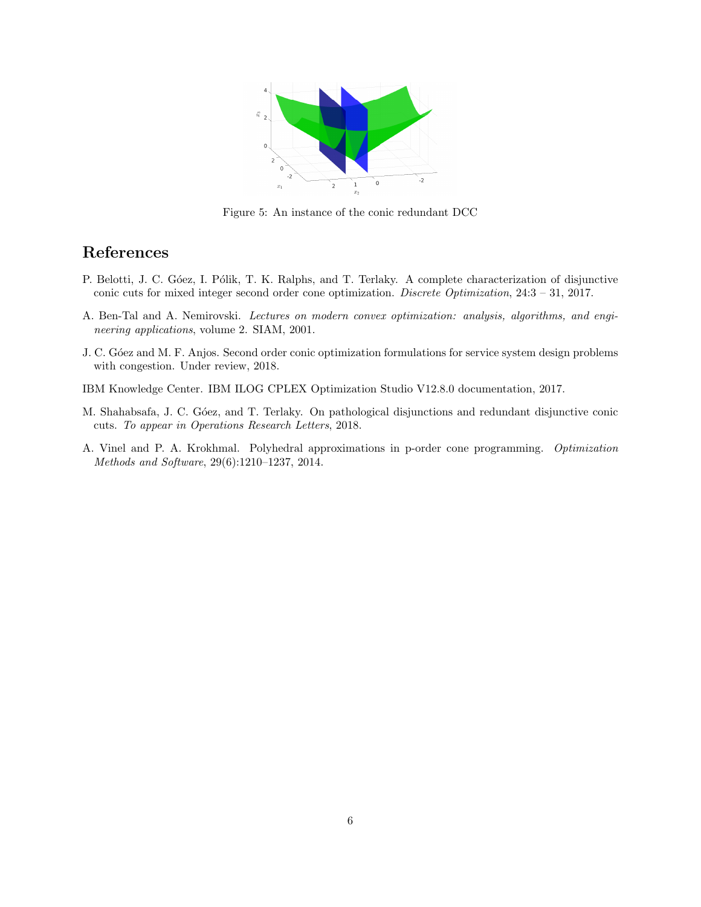4

$x_3$

2

0

2

0

-2

$x_1$

2

1

0

-2

$x_2$

Figure 5: An instance of the conic redundant DCC

# References

P. Belotti, J. C. Góez, I. Pólik, T. K. Ralphs, and T. Terlaky. A complete characterization of disjunctive conic cuts for mixed integer second order cone optimization. *Discrete Optimization*, 24:3 – 31, 2017.

A. Ben-Tal and A. Nemirovski. *Lectures on modern convex optimization: analysis, algorithms, and engineering applications*, volume 2. SIAM, 2001.

J. C. Góez and M. F. Anjos. Second order conic optimization formulations for service system design problems with congestion. Under review, 2018.

IBM Knowledge Center. IBM ILOG CPLEX Optimization Studio V12.8.0 documentation, 2017.

M. Shahabsafa, J. C. Góez, and T. Terlaky. On pathological disjunctions and redundant disjunctive conic cuts. *To appear in Operations Research Letters*, 2018.

A. Vinel and P. A. Krokhmal. Polyhedral approximations in p-order cone programming. *Optimization Methods and Software*, 29(6):1210–1237, 2014.